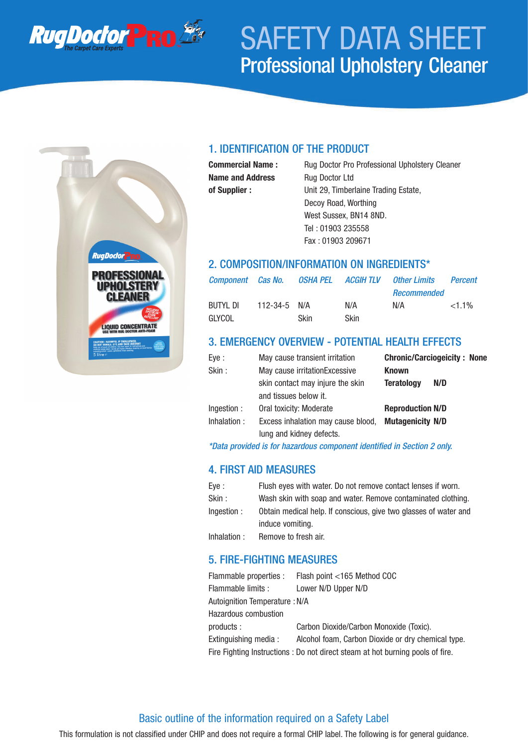# SAFETY DATA SHEET
## Professional Upholstery Cleaner

### 1. IDENTIFICATION OF THE PRODUCT

| | |
|---|---|
| **Commercial Name :** | Rug Doctor Pro Professional Upholstery Cleaner |
| **Name and Address of Supplier :** | Rug Doctor Ltd<br>Unit 29, Timberlaine Trading Estate,<br>Decoy Road, Worthing<br>West Sussex, BN14 8ND.<br>Tel : 01903 235558<br>Fax : 01903 209671 |

### 2. COMPOSITION/INFORMATION ON INGREDIENTS*

| *Component* | *Cas No.* | *OSHA PEL* | *ACGIH TLV* | *Other Limits Recommended* | *Percent* |
|---|---|---|---|---|---|
| BUTYL DI GLYCOL | 112-34-5 | N/A Skin | N/A Skin | N/A | <1.1% |

### 3. EMERGENCY OVERVIEW - POTENTIAL HEALTH EFFECTS

| | | | |
|---|---|---|---|
| Eye : | May cause transient irritation | **Chronic/Carciogeicity :** | **None Known** |
| Skin : | May cause irritationExcessive skin contact may injure the skin and tissues below it. | **Teratology** | **N/D** |
| Ingestion : | Oral toxicity: Moderate | **Reproduction** | **N/D** |
| Inhalation : | Excess inhalation may cause blood, lung and kidney defects. | **Mutagenicity** | **N/D** |

*\*Data provided is for hazardous component identified in Section 2 only.*

### 4. FIRST AID MEASURES

| | |
|---|---|
| Eye : | Flush eyes with water. Do not remove contact lenses if worn. |
| Skin : | Wash skin with soap and water. Remove contaminated clothing. |
| Ingestion : | Obtain medical help. If conscious, give two glasses of water and induce vomiting. |
| Inhalation : | Remove to fresh air. |

### 5. FIRE-FIGHTING MEASURES

| | |
|---|---|
| Flammable properties : | Flash point <165 Method COC |
| Flammable limits : | Lower N/D Upper N/D |
| Autoignition Temperature : | N/A |
| Hazardous combustion products : | Carbon Dioxide/Carbon Monoxide (Toxic). |
| Extinguishing media : | Alcohol foam, Carbon Dioxide or dry chemical type. |
| Fire Fighting Instructions : | Do not direct steam at hot burning pools of fire. |

## Basic outline of the information required on a Safety Label

This formulation is not classified under CHIP and does not require a formal CHIP label. The following is for general guidance.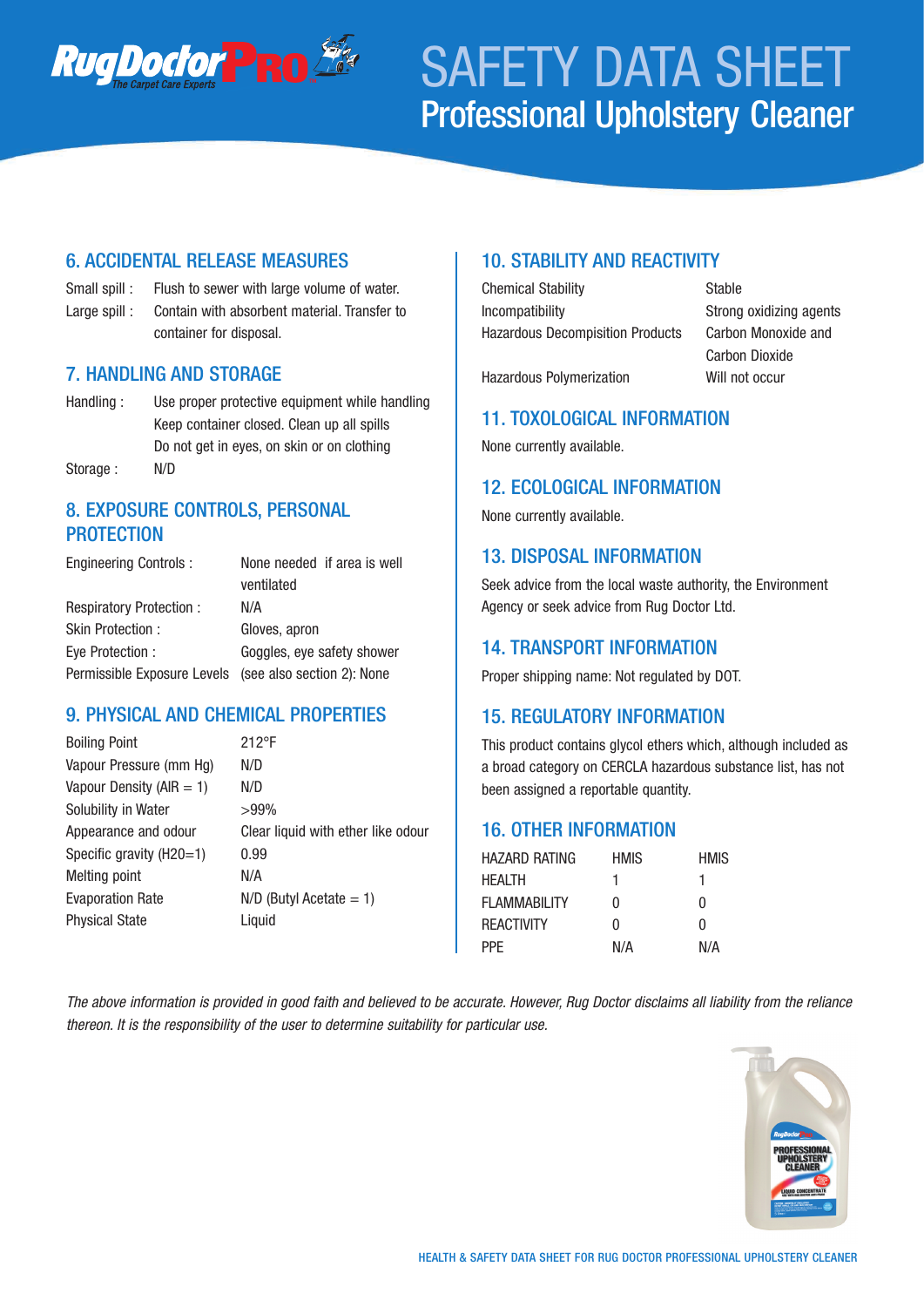# SAFETY DATA SHEET
## Professional Upholstery Cleaner

## 6. ACCIDENTAL RELEASE MEASURES

| | |
|---|---|
| Small spill : | Flush to sewer with large volume of water. |
| Large spill : | Contain with absorbent material. Transfer to container for disposal. |

## 7. HANDLING AND STORAGE

| | |
|---|---|
| Handling : | Use proper protective equipment while handling<br>Keep container closed. Clean up all spills<br>Do not get in eyes, on skin or on clothing |
| Storage : | N/D |

## 8. EXPOSURE CONTROLS, PERSONAL PROTECTION

| | |
|---|---|
| Engineering Controls : | None needed if area is well ventilated |
| Respiratory Protection : | N/A |
| Skin Protection : | Gloves, apron |
| Eye Protection : | Goggles, eye safety shower |
| Permissible Exposure Levels | (see also section 2): None |

## 9. PHYSICAL AND CHEMICAL PROPERTIES

| | |
|---|---|
| Boiling Point | 212°F |
| Vapour Pressure (mm Hg) | N/D |
| Vapour Density (AIR = 1) | N/D |
| Solubility in Water | >99% |
| Appearance and odour | Clear liquid with ether like odour |
| Specific gravity (H20=1) | 0.99 |
| Melting point | N/A |
| Evaporation Rate | N/D (Butyl Acetate = 1) |
| Physical State | Liquid |

## 10. STABILITY AND REACTIVITY

| | |
|---|---|
| Chemical Stability | Stable |
| Incompatibility | Strong oxidizing agents |
| Hazardous Decompisition Products | Carbon Monoxide and Carbon Dioxide |
| Hazardous Polymerization | Will not occur |

## 11. TOXOLOGICAL INFORMATION

None currently available.

## 12. ECOLOGICAL INFORMATION

None currently available.

## 13. DISPOSAL INFORMATION

Seek advice from the local waste authority, the Environment Agency or seek advice from Rug Doctor Ltd.

## 14. TRANSPORT INFORMATION

Proper shipping name: Not regulated by DOT.

## 15. REGULATORY INFORMATION

This product contains glycol ethers which, although included as a broad category on CERCLA hazardous substance list, has not been assigned a reportable quantity.

## 16. OTHER INFORMATION

| HAZARD RATING | HMIS | HMIS |
|---|---|---|
| HEALTH | 1 | 1 |
| FLAMMABILITY | 0 | 0 |
| REACTIVITY | 0 | 0 |
| PPE | N/A | N/A |

*The above information is provided in good faith and believed to be accurate. However, Rug Doctor disclaims all liability from the reliance thereon. It is the responsibility of the user to determine suitability for particular use.*

HEALTH & SAFETY DATA SHEET FOR RUG DOCTOR PROFESSIONAL UPHOLSTERY CLEANER